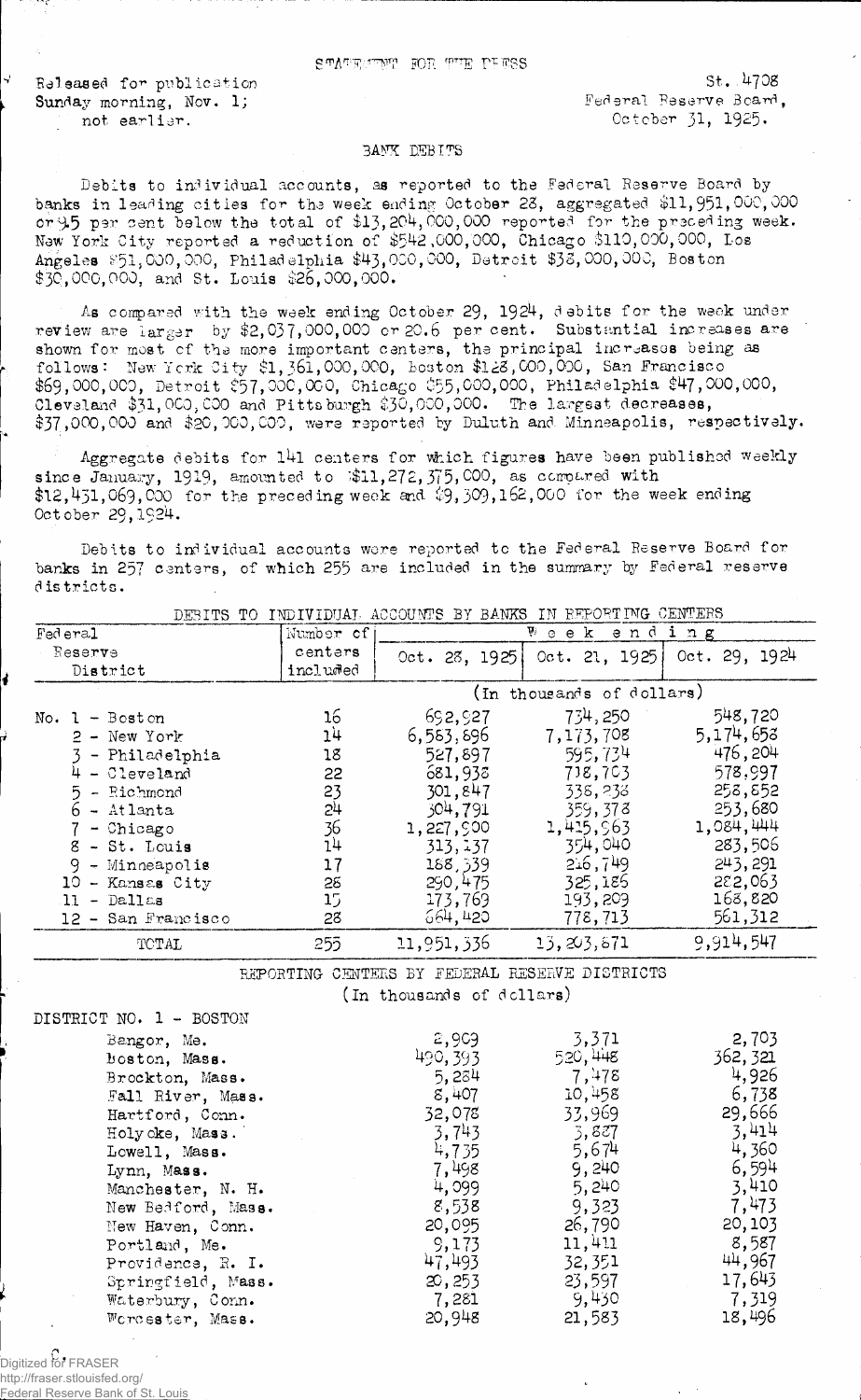STATEMENT FOR THE PRESS

Released for publication Sunday morning, Nov. 1; not earlier.

St. 4708
Federal Reserve Board,
October 31, 1925.

## BANK DEBITS

Debits to individual accounts, as reported to the Federal Reserve Board by banks in leading cities for the week ending October 28, aggregated $11,951,000,000 or 9.5 per cent below the total of $13,204,000,000 reported for the preceding week. New York City reported a reduction of $542,000,000, Chicago $110,000,000, Los Angeles $51,000,000, Philadelphia $43,000,000, Detroit $38,000,000, Boston $30,000,000, and St. Louis $26,000,000.

As compared with the week ending October 29, 1924, debits for the week under review are larger by $2,037,000,000 or 20.6 per cent. Substantial increases are shown for most of the more important centers, the principal increases being as follows: New York City $1,361,000,000, Boston $128,000,000, San Francisco $69,000,000, Detroit $57,000,000, Chicago $55,000,000, Philadelphia $47,000,000, Cleveland $31,000,000 and Pittsburgh $30,000,000. The largest decreases, $37,000,000 and $20,000,000, were reported by Duluth and Minneapolis, respectively.

Aggregate debits for 141 centers for which figures have been published weekly since January, 1919, amounted to $11,272,375,000, as compared with $12,431,069,000 for the preceding week and $9,309,162,000 for the week ending October 29, 1924.

Debits to individual accounts were reported to the Federal Reserve Board for banks in 257 centers, of which 255 are included in the summary by Federal reserve districts.

DEBITS TO INDIVIDUAL ACCOUNTS BY BANKS IN REPORTING CENTERS

| Federal Reserve District | Number of centers included | Week ending Oct. 28, 1925 | Oct. 21, 1925 | Oct. 29, 1924 |
|---|---|---|---|---|
| | | (In thousands of dollars) | | |
| No. 1 - Boston | 16 | 692,927 | 734,250 | 548,720 |
| 2 - New York | 14 | 6,583,896 | 7,173,708 | 5,174,658 |
| 3 - Philadelphia | 18 | 527,897 | 595,734 | 476,204 |
| 4 - Cleveland | 22 | 681,938 | 718,703 | 578,997 |
| 5 - Richmond | 23 | 301,847 | 338,238 | 258,852 |
| 6 - Atlanta | 24 | 304,791 | 359,378 | 253,680 |
| 7 - Chicago | 36 | 1,227,900 | 1,415,963 | 1,084,444 |
| 8 - St. Louis | 14 | 313,137 | 354,040 | 283,506 |
| 9 - Minneapolis | 17 | 188,339 | 216,749 | 243,291 |
| 10 - Kansas City | 28 | 290,475 | 325,186 | 282,063 |
| 11 - Dallas | 15 | 173,769 | 193,209 | 168,820 |
| 12 - San Francisco | 28 | 664,420 | 778,713 | 561,312 |
| TOTAL | 255 | 11,951,336 | 13,203,671 | 9,914,547 |

REPORTING CENTERS BY FEDERAL RESERVE DISTRICTS
(In thousands of dollars)

| DISTRICT NO. 1 - BOSTON | Oct. 28, 1925 | Oct. 21, 1925 | Oct. 29, 1924 |
|---|---|---|---|
| Bangor, Me. | 2,909 | 3,371 | 2,703 |
| Boston, Mass. | 490,393 | 520,448 | 362,321 |
| Brockton, Mass. | 5,284 | 7,478 | 4,926 |
| Fall River, Mass. | 8,407 | 10,458 | 6,738 |
| Hartford, Conn. | 32,078 | 33,969 | 29,666 |
| Holyoke, Mass. | 3,743 | 3,827 | 3,414 |
| Lowell, Mass. | 4,735 | 5,674 | 4,360 |
| Lynn, Mass. | 7,498 | 9,240 | 6,594 |
| Manchester, N. H. | 4,099 | 5,240 | 3,410 |
| New Bedford, Mass. | 8,538 | 9,323 | 7,473 |
| New Haven, Conn. | 20,095 | 26,790 | 20,103 |
| Portland, Me. | 9,173 | 11,411 | 8,587 |
| Providence, R. I. | 47,493 | 32,351 | 44,967 |
| Springfield, Mass. | 20,253 | 23,597 | 17,643 |
| Waterbury, Conn. | 7,281 | 9,430 | 7,319 |
| Worcester, Mass. | 20,948 | 21,583 | 18,496 |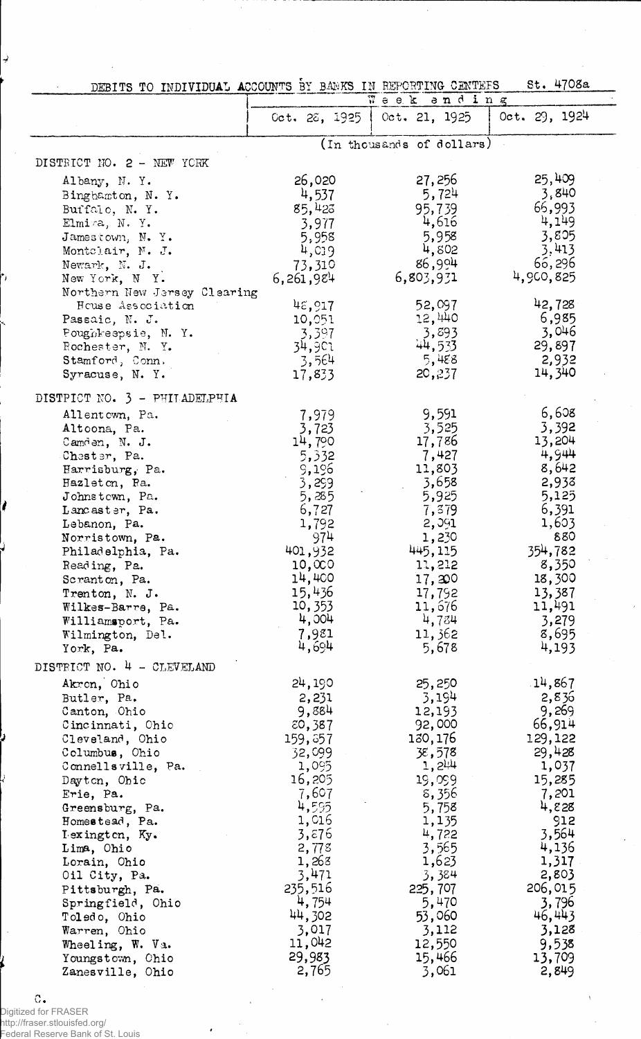DEBITS TO INDIVIDUAL ACCOUNTS BY BANKS IN REPORTING CENTERS St. 4708a

| | Week ending | | |
|---|---|---|---|
| | Oct. 28, 1925 | Oct. 21, 1925 | Oct. 29, 1924 |
| | (In thousands of dollars) | | |
| **DISTRICT NO. 2 - NEW YORK** | | | |
| Albany, N. Y. | 26,020 | 27,256 | 25,409 |
| Binghamton, N. Y. | 4,537 | 5,724 | 3,840 |
| Buffalo, N. Y. | 85,428 | 95,739 | 66,993 |
| Elmira, N. Y. | 3,977 | 4,616 | 4,149 |
| Jamestown, N. Y. | 5,958 | 5,958 | 3,805 |
| Montclair, N. J. | 4,019 | 4,802 | 3,413 |
| Newark, N. J. | 73,310 | 86,994 | 66,296 |
| New York, N. Y. | 6,261,984 | 6,803,931 | 4,900,825 |
| Northern New Jersey Clearing House Association | 48,917 | 52,097 | 42,728 |
| Passaic, N. J. | 10,051 | 12,440 | 6,985 |
| Poughkeepsie, N. Y. | 3,397 | 3,893 | 3,046 |
| Rochester, N. Y. | 34,901 | 44,533 | 29,897 |
| Stamford, Conn. | 3,564 | 5,488 | 2,932 |
| Syracuse, N. Y. | 17,833 | 20,237 | 14,340 |
| **DISTRICT NO. 3 - PHILADELPHIA** | | | |
| Allentown, Pa. | 7,979 | 9,591 | 6,608 |
| Altoona, Pa. | 3,723 | 3,525 | 3,392 |
| Camden, N. J. | 14,790 | 17,786 | 13,204 |
| Chester, Pa. | 5,332 | 7,427 | 4,944 |
| Harrisburg, Pa. | 9,196 | 11,803 | 8,642 |
| Hazleton, Pa. | 3,299 | 3,658 | 2,938 |
| Johnstown, Pa. | 5,285 | 5,925 | 5,125 |
| Lancaster, Pa. | 6,727 | 7,379 | 6,391 |
| Lebanon, Pa. | 1,792 | 2,091 | 1,603 |
| Norristown, Pa. | 974 | 1,230 | 880 |
| Philadelphia, Pa. | 401,932 | 445,115 | 354,782 |
| Reading, Pa. | 10,000 | 11,212 | 8,350 |
| Scranton, Pa. | 14,400 | 17,200 | 18,300 |
| Trenton, N. J. | 15,436 | 17,792 | 13,387 |
| Wilkes-Barre, Pa. | 10,353 | 11,676 | 11,491 |
| Williamsport, Pa. | 4,004 | 4,784 | 3,279 |
| Wilmington, Del. | 7,981 | 11,362 | 8,695 |
| York, Pa. | 4,694 | 5,678 | 4,193 |
| **DISTRICT NO. 4 - CLEVELAND** | | | |
| Akron, Ohio | 24,190 | 25,250 | 14,867 |
| Butler, Pa. | 2,231 | 3,194 | 2,836 |
| Canton, Ohio | 9,884 | 12,193 | 9,269 |
| Cincinnati, Ohio | 80,387 | 92,000 | 66,914 |
| Cleveland, Ohio | 159,857 | 180,176 | 129,122 |
| Columbus, Ohio | 32,099 | 38,578 | 29,428 |
| Connellsville, Pa. | 1,095 | 1,244 | 1,037 |
| Dayton, Ohio | 16,205 | 19,099 | 15,285 |
| Erie, Pa. | 7,607 | 8,356 | 7,201 |
| Greensburg, Pa. | 4,595 | 5,758 | 4,828 |
| Homestead, Pa. | 1,016 | 1,135 | 912 |
| Lexington, Ky. | 3,876 | 4,722 | 3,564 |
| Lima, Ohio | 2,778 | 3,565 | 4,136 |
| Lorain, Ohio | 1,268 | 1,623 | 1,317 |
| Oil City, Pa. | 3,471 | 3,384 | 2,803 |
| Pittsburgh, Pa. | 235,516 | 225,707 | 206,015 |
| Springfield, Ohio | 4,754 | 5,470 | 3,796 |
| Toledo, Ohio | 44,302 | 53,060 | 46,443 |
| Warren, Ohio | 3,017 | 3,112 | 3,128 |
| Wheeling, W. Va. | 11,042 | 12,550 | 9,538 |
| Youngstown, Ohio | 29,983 | 15,466 | 13,709 |
| Zanesville, Ohio | 2,765 | 3,061 | 2,849 |

C.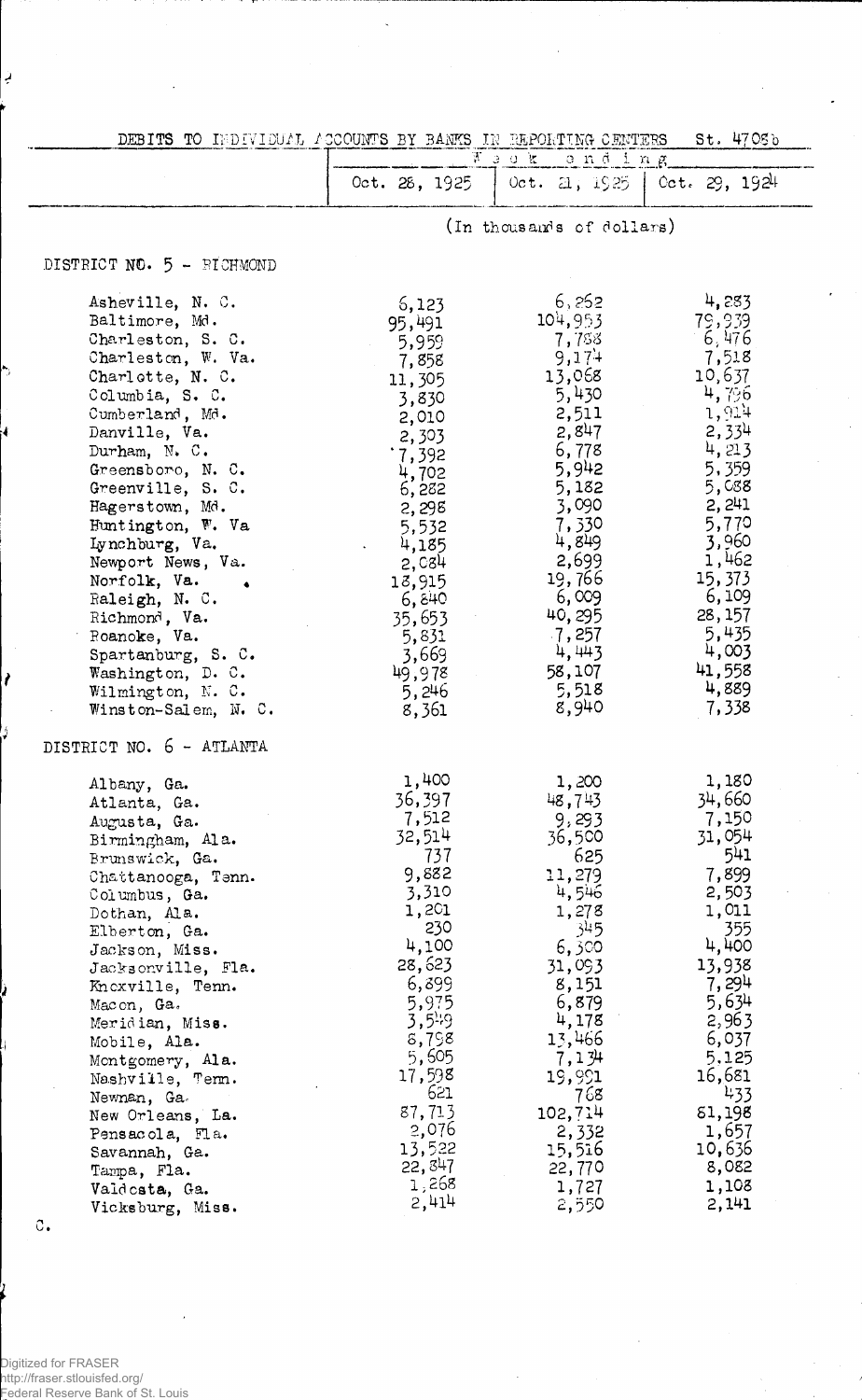DEBITS TO INDIVIDUAL ACCOUNTS BY BANKS IN REPORTING CENTERS St. 4708b

| | Week ending | | |
|---|---|---|---|
| | Oct. 28, 1925 | Oct. 21, 1925 | Oct. 29, 1924 |
| | (In thousands of dollars) | | |
| **DISTRICT NO. 5 - RICHMOND** | | | |
| Asheville, N. C. | 6,123 | 6,262 | 4,283 |
| Baltimore, Md. | 95,491 | 104,953 | 79,939 |
| Charleston, S. C. | 5,959 | 7,788 | 6,476 |
| Charleston, W. Va. | 7,858 | 9,174 | 7,518 |
| Charlotte, N. C. | 11,305 | 13,068 | 10,637 |
| Columbia, S. C. | 3,830 | 5,430 | 4,796 |
| Cumberland, Md. | 2,010 | 2,511 | 1,914 |
| Danville, Va. | 2,303 | 2,847 | 2,334 |
| Durham, N. C. | 7,392 | 6,778 | 4,213 |
| Greensboro, N. C. | 4,702 | 5,942 | 5,359 |
| Greenville, S. C. | 6,282 | 5,182 | 5,088 |
| Hagerstown, Md. | 2,298 | 3,090 | 2,241 |
| Huntington, W. Va | 5,532 | 7,330 | 5,770 |
| Lynchburg, Va. | 4,185 | 4,849 | 3,960 |
| Newport News, Va. | 2,084 | 2,699 | 1,462 |
| Norfolk, Va. | 18,915 | 19,766 | 15,373 |
| Raleigh, N. C. | 6,840 | 6,009 | 6,109 |
| Richmond, Va. | 35,653 | 40,295 | 28,157 |
| Roanoke, Va. | 5,831 | 7,257 | 5,435 |
| Spartanburg, S. C. | 3,669 | 4,443 | 4,003 |
| Washington, D. C. | 49,978 | 58,107 | 41,558 |
| Wilmington, N. C. | 5,246 | 5,518 | 4,889 |
| Winston-Salem, N. C. | 8,361 | 8,940 | 7,338 |
| **DISTRICT NO. 6 - ATLANTA** | | | |
| Albany, Ga. | 1,400 | 1,200 | 1,180 |
| Atlanta, Ga. | 36,397 | 48,743 | 34,660 |
| Augusta, Ga. | 7,512 | 9,293 | 7,150 |
| Birmingham, Ala. | 32,514 | 36,500 | 31,054 |
| Brunswick, Ga. | 737 | 625 | 541 |
| Chattanooga, Tenn. | 9,882 | 11,279 | 7,899 |
| Columbus, Ga. | 3,310 | 4,546 | 2,503 |
| Dothan, Ala. | 1,201 | 1,278 | 1,011 |
| Elberton, Ga. | 230 | 345 | 355 |
| Jackson, Miss. | 4,100 | 6,300 | 4,400 |
| Jacksonville, Fla. | 28,623 | 31,093 | 13,938 |
| Knoxville, Tenn. | 6,899 | 8,151 | 7,294 |
| Macon, Ga. | 5,975 | 6,879 | 5,634 |
| Meridian, Miss. | 3,549 | 4,178 | 2,963 |
| Mobile, Ala. | 8,798 | 13,466 | 6,037 |
| Montgomery, Ala. | 5,605 | 7,134 | 5,125 |
| Nashville, Tenn. | 17,598 | 19,991 | 16,681 |
| Newnan, Ga. | 621 | 768 | 433 |
| New Orleans, La. | 87,713 | 102,714 | 81,198 |
| Pensacola, Fla. | 2,076 | 2,332 | 1,657 |
| Savannah, Ga. | 13,522 | 15,516 | 10,636 |
| Tampa, Fla. | 22,847 | 22,770 | 8,082 |
| Valdosta, Ga. | 1,268 | 1,727 | 1,108 |
| Vicksburg, Miss. | 2,414 | 2,550 | 2,141 |

C.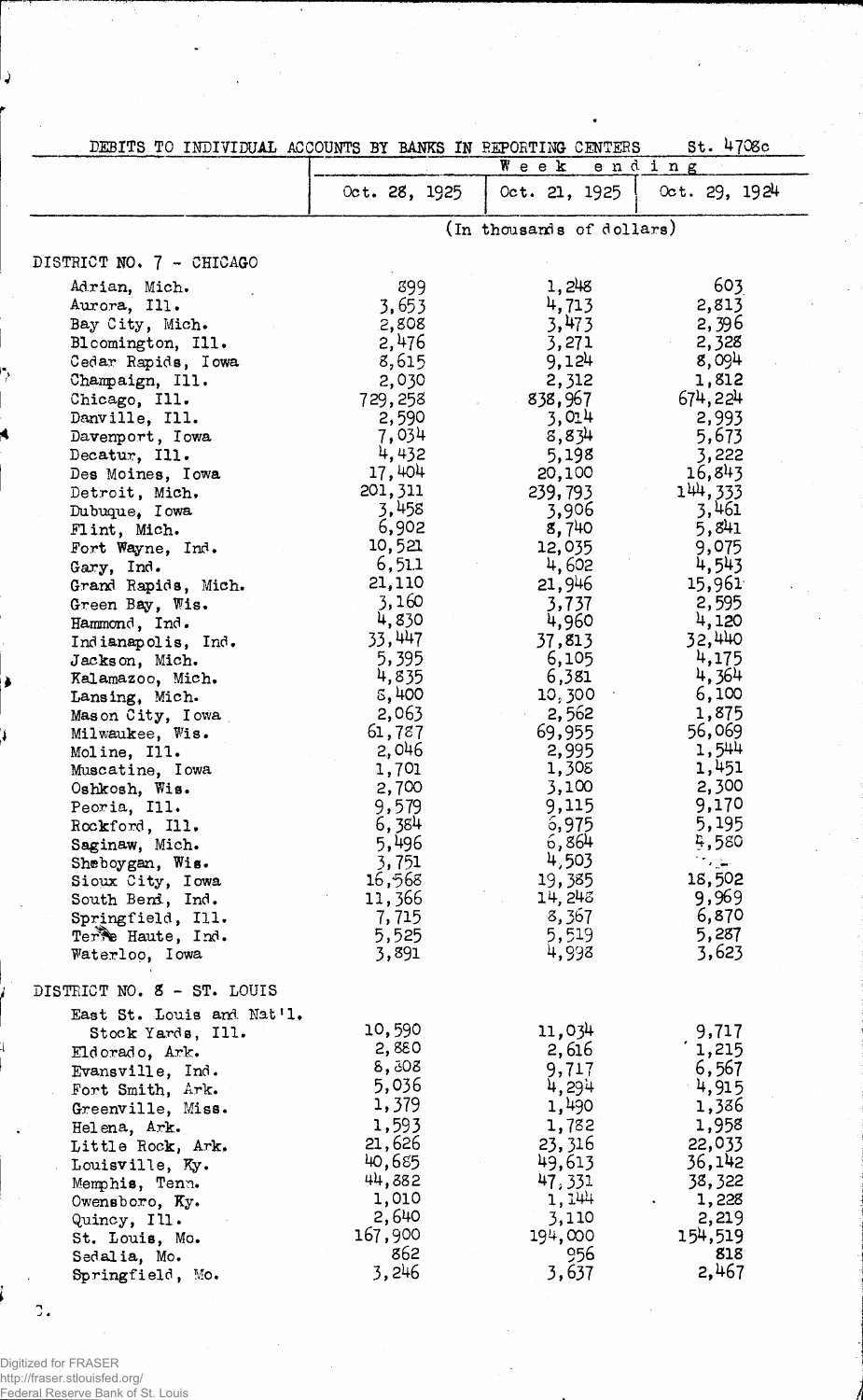DEBITS TO INDIVIDUAL ACCOUNTS BY BANKS IN REPORTING CENTERS St. 4708c

| | Week ending | | |
|---|---|---|---|
| | Oct. 28, 1925 | Oct. 21, 1925 | Oct. 29, 1924 |
| | (In thousands of dollars) | | |
| **DISTRICT NO. 7 - CHICAGO** | | | |
| Adrian, Mich. | 899 | 1,248 | 603 |
| Aurora, Ill. | 3,653 | 4,713 | 2,813 |
| Bay City, Mich. | 2,808 | 3,473 | 2,396 |
| Bloomington, Ill. | 2,476 | 3,271 | 2,328 |
| Cedar Rapids, Iowa | 8,615 | 9,124 | 8,094 |
| Champaign, Ill. | 2,030 | 2,312 | 1,812 |
| Chicago, Ill. | 729,258 | 838,967 | 674,224 |
| Danville, Ill. | 2,590 | 3,014 | 2,993 |
| Davenport, Iowa | 7,034 | 8,834 | 5,673 |
| Decatur, Ill. | 4,432 | 5,198 | 3,222 |
| Des Moines, Iowa | 17,404 | 20,100 | 16,843 |
| Detroit, Mich. | 201,311 | 239,793 | 144,333 |
| Dubuque, Iowa | 3,458 | 3,906 | 3,461 |
| Flint, Mich. | 6,902 | 8,740 | 5,841 |
| Fort Wayne, Ind. | 10,521 | 12,035 | 9,075 |
| Gary, Ind. | 6,511 | 4,602 | 4,543 |
| Grand Rapids, Mich. | 21,110 | 21,946 | 15,961 |
| Green Bay, Wis. | 3,160 | 3,737 | 2,595 |
| Hammond, Ind. | 4,830 | 4,960 | 4,120 |
| Indianapolis, Ind. | 33,447 | 37,813 | 32,440 |
| Jackson, Mich. | 5,395 | 6,105 | 4,175 |
| Kalamazoo, Mich. | 4,835 | 6,381 | 4,364 |
| Lansing, Mich. | 8,400 | 10,300 | 6,100 |
| Mason City, Iowa | 2,063 | 2,562 | 1,875 |
| Milwaukee, Wis. | 61,787 | 69,955 | 56,069 |
| Moline, Ill. | 2,046 | 2,995 | 1,544 |
| Muscatine, Iowa | 1,701 | 1,308 | 1,451 |
| Oshkosh, Wis. | 2,700 | 3,100 | 2,300 |
| Peoria, Ill. | 9,579 | 9,115 | 9,170 |
| Rockford, Ill. | 6,384 | 6,975 | 5,195 |
| Saginaw, Mich. | 5,496 | 6,864 | 4,580 |
| Sheboygan, Wis. | 3,751 | 4,503 | - |
| Sioux City, Iowa | 16,568 | 19,385 | 18,502 |
| South Bend, Ind. | 11,366 | 14,248 | 9,969 |
| Springfield, Ill. | 7,715 | 8,367 | 6,870 |
| Terre Haute, Ind. | 5,525 | 5,519 | 5,287 |
| Waterloo, Iowa | 3,891 | 4,998 | 3,623 |
| **DISTRICT NO. 8 - ST. LOUIS** | | | |
| East St. Louis and Nat'l. Stock Yards, Ill. | 10,590 | 11,034 | 9,717 |
| Eldorado, Ark. | 2,880 | 2,616 | 1,215 |
| Evansville, Ind. | 8,308 | 9,717 | 6,567 |
| Fort Smith, Ark. | 5,036 | 4,294 | 4,915 |
| Greenville, Miss. | 1,379 | 1,490 | 1,386 |
| Helena, Ark. | 1,593 | 1,782 | 1,958 |
| Little Rock, Ark. | 21,626 | 23,316 | 22,033 |
| Louisville, Ky. | 40,685 | 49,613 | 36,142 |
| Memphis, Tenn. | 44,882 | 47,331 | 38,322 |
| Owensboro, Ky. | 1,010 | 1,144 | 1,228 |
| Quincy, Ill. | 2,640 | 3,110 | 2,219 |
| St. Louis, Mo. | 167,900 | 194,000 | 154,519 |
| Sedalia, Mo. | 862 | 956 | 818 |
| Springfield, Mo. | 3,246 | 3,637 | 2,467 |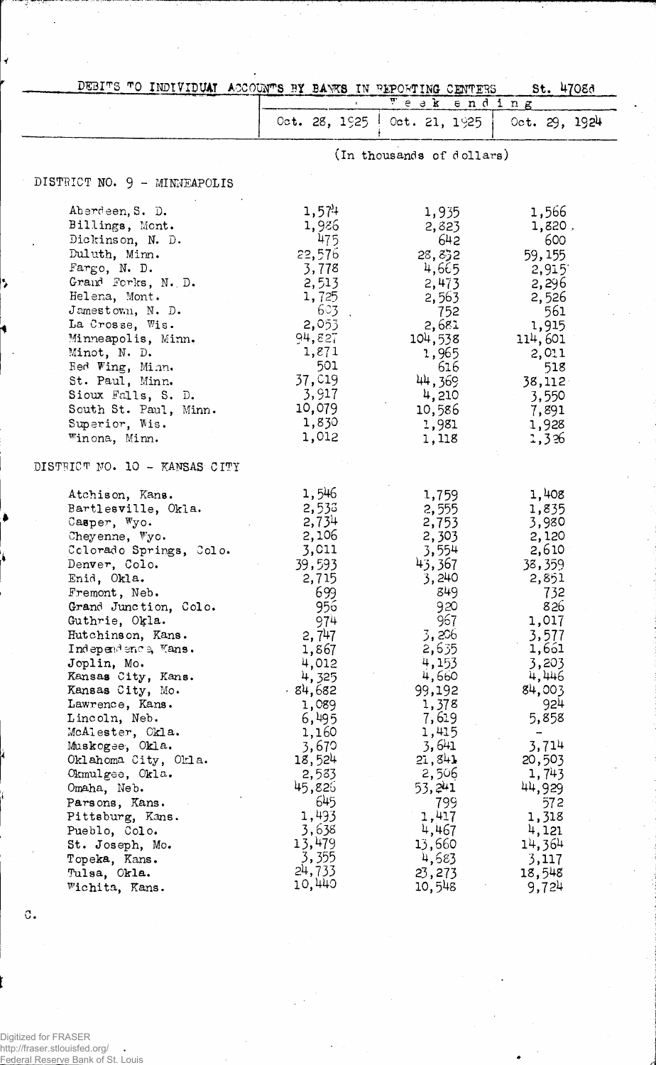DEBITS TO INDIVIDUAL ACCOUNTS BY BANKS IN REPORTING CENTERS St. 4708d

| | Week ending | | |
|---|---|---|---|
| | Oct. 28, 1925 | Oct. 21, 1925 | Oct. 29, 1924 |
| | (In thousands of dollars) | | |
| **DISTRICT NO. 9 - MINNEAPOLIS** | | | |
| Aberdeen, S. D. | 1,574 | 1,935 | 1,566 |
| Billings, Mont. | 1,986 | 2,823 | 1,820 |
| Dickinson, N. D. | 475 | 642 | 600 |
| Duluth, Minn. | 22,576 | 28,832 | 59,155 |
| Fargo, N. D. | 3,778 | 4,665 | 2,915 |
| Grand Forks, N. D. | 2,513 | 2,473 | 2,296 |
| Helena, Mont. | 1,725 | 2,563 | 2,526 |
| Jamestown, N. D. | 603 | 752 | 561 |
| La Crosse, Wis. | 2,053 | 2,681 | 1,915 |
| Minneapolis, Minn. | 94,827 | 104,538 | 114,601 |
| Minot, N. D. | 1,871 | 1,965 | 2,011 |
| Red Wing, Minn. | 501 | 616 | 518 |
| St. Paul, Minn. | 37,019 | 44,369 | 38,112 |
| Sioux Falls, S. D. | 3,917 | 4,210 | 3,550 |
| South St. Paul, Minn. | 10,079 | 10,586 | 7,891 |
| Superior, Wis. | 1,830 | 1,981 | 1,928 |
| Winona, Minn. | 1,012 | 1,118 | 1,326 |
| **DISTRICT NO. 10 - KANSAS CITY** | | | |
| Atchison, Kans. | 1,546 | 1,759 | 1,408 |
| Bartlesville, Okla. | 2,533 | 2,555 | 1,835 |
| Casper, Wyo. | 2,734 | 2,753 | 3,980 |
| Cheyenne, Wyo. | 2,106 | 2,303 | 2,120 |
| Colorado Springs, Colo. | 3,011 | 3,554 | 2,610 |
| Denver, Colo. | 39,593 | 43,367 | 38,359 |
| Enid, Okla. | 2,715 | 3,240 | 2,851 |
| Fremont, Neb. | 699 | 849 | 732 |
| Grand Junction, Colo. | 956 | 920 | 826 |
| Guthrie, Okla. | 974 | 967 | 1,017 |
| Hutchinson, Kans. | 2,747 | 3,206 | 3,577 |
| Independence, Kans. | 1,867 | 2,635 | 1,661 |
| Joplin, Mo. | 4,012 | 4,153 | 3,203 |
| Kansas City, Kans. | 4,325 | 4,660 | 4,446 |
| Kansas City, Mo. | 84,682 | 99,192 | 84,003 |
| Lawrence, Kans. | 1,089 | 1,378 | 924 |
| Lincoln, Neb. | 6,495 | 7,619 | 5,858 |
| McAlester, Okla. | 1,160 | 1,415 | - |
| Muskogee, Okla. | 3,670 | 3,641 | 3,714 |
| Oklahoma City, Okla. | 18,524 | 21,841 | 20,503 |
| Okmulgee, Okla. | 2,583 | 2,506 | 1,743 |
| Omaha, Neb. | 45,826 | 53,241 | 44,929 |
| Parsons, Kans. | 645 | 799 | 572 |
| Pittsburg, Kans. | 1,493 | 1,417 | 1,318 |
| Pueblo, Colo. | 3,638 | 4,467 | 4,121 |
| St. Joseph, Mo. | 13,479 | 13,660 | 14,364 |
| Topeka, Kans. | 3,355 | 4,583 | 3,117 |
| Tulsa, Okla. | 24,733 | 23,273 | 18,548 |
| Wichita, Kans. | 10,440 | 10,548 | 9,724 |

C.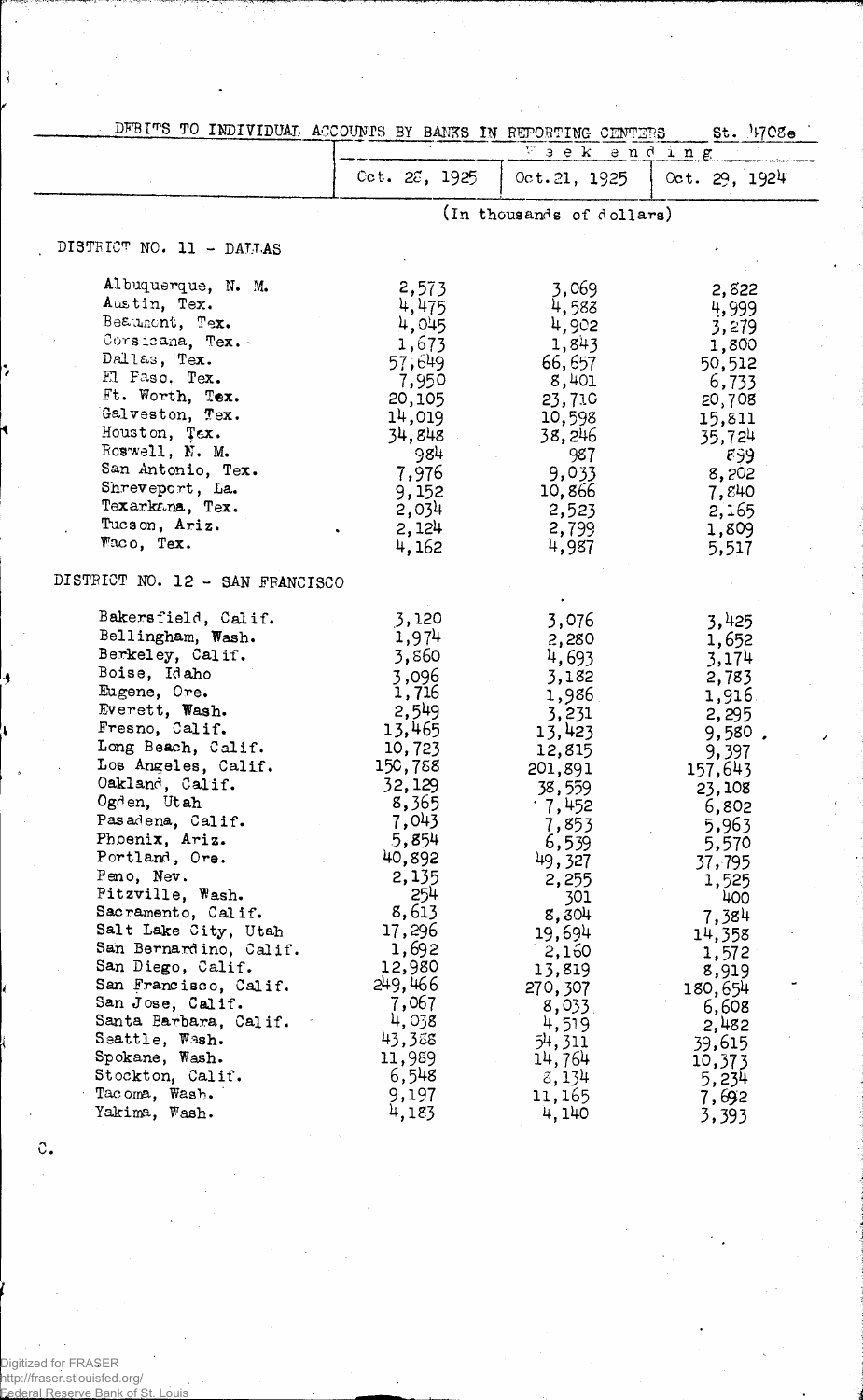DEBITS TO INDIVIDUAL ACCOUNTS BY BANKS IN REPORTING CENTERS St. 4708e

| | Week ending | | |
|---|---|---|---|
| | Oct. 28, 1925 | Oct. 21, 1925 | Oct. 29, 1924 |
| | (In thousands of dollars) | | |
| **DISTRICT NO. 11 - DALLAS** | | | |
| Albuquerque, N. M. | 2,573 | 3,069 | 2,822 |
| Austin, Tex. | 4,475 | 4,588 | 4,999 |
| Beaumont, Tex. | 4,045 | 4,902 | 3,279 |
| Corsicana, Tex. | 1,673 | 1,843 | 1,800 |
| Dallas, Tex. | 57,649 | 66,657 | 50,512 |
| El Paso, Tex. | 7,950 | 8,401 | 6,733 |
| Ft. Worth, Tex. | 20,105 | 23,710 | 20,708 |
| Galveston, Tex. | 14,019 | 10,598 | 15,811 |
| Houston, Tex. | 34,848 | 38,246 | 35,724 |
| Roswell, N. M. | 984 | 987 | 899 |
| San Antonio, Tex. | 7,976 | 9,033 | 8,202 |
| Shreveport, La. | 9,152 | 10,866 | 7,840 |
| Texarkana, Tex. | 2,034 | 2,523 | 2,165 |
| Tucson, Ariz. | 2,124 | 2,799 | 1,809 |
| Waco, Tex. | 4,162 | 4,987 | 5,517 |
| **DISTRICT NO. 12 - SAN FRANCISCO** | | | |
| Bakersfield, Calif. | 3,120 | 3,076 | 3,425 |
| Bellingham, Wash. | 1,974 | 2,280 | 1,652 |
| Berkeley, Calif. | 3,860 | 4,693 | 3,174 |
| Boise, Idaho | 3,096 | 3,182 | 2,783 |
| Eugene, Ore. | 1,716 | 1,986 | 1,916 |
| Everett, Wash. | 2,549 | 3,231 | 2,295 |
| Fresno, Calif. | 13,465 | 13,423 | 9,580 |
| Long Beach, Calif. | 10,723 | 12,815 | 9,397 |
| Los Angeles, Calif. | 150,788 | 201,891 | 157,643 |
| Oakland, Calif. | 32,129 | 38,559 | 23,108 |
| Ogden, Utah | 8,365 | 7,452 | 6,802 |
| Pasadena, Calif. | 7,043 | 7,853 | 5,963 |
| Phoenix, Ariz. | 5,854 | 6,539 | 5,570 |
| Portland, Ore. | 40,892 | 49,327 | 37,795 |
| Reno, Nev. | 2,135 | 2,255 | 1,525 |
| Ritzville, Wash. | 254 | 301 | 400 |
| Sacramento, Calif. | 8,613 | 8,804 | 7,384 |
| Salt Lake City, Utah | 17,296 | 19,694 | 14,358 |
| San Bernardino, Calif. | 1,692 | 2,160 | 1,572 |
| San Diego, Calif. | 12,980 | 13,819 | 8,919 |
| San Francisco, Calif. | 249,466 | 270,307 | 180,654 |
| San Jose, Calif. | 7,067 | 8,033 | 6,608 |
| Santa Barbara, Calif. | 4,038 | 4,519 | 2,482 |
| Seattle, Wash. | 43,388 | 54,311 | 39,615 |
| Spokane, Wash. | 11,989 | 14,764 | 10,373 |
| Stockton, Calif. | 6,548 | 8,134 | 5,234 |
| Tacoma, Wash. | 9,197 | 11,165 | 7,692 |
| Yakima, Wash. | 4,183 | 4,140 | 3,393 |

C.